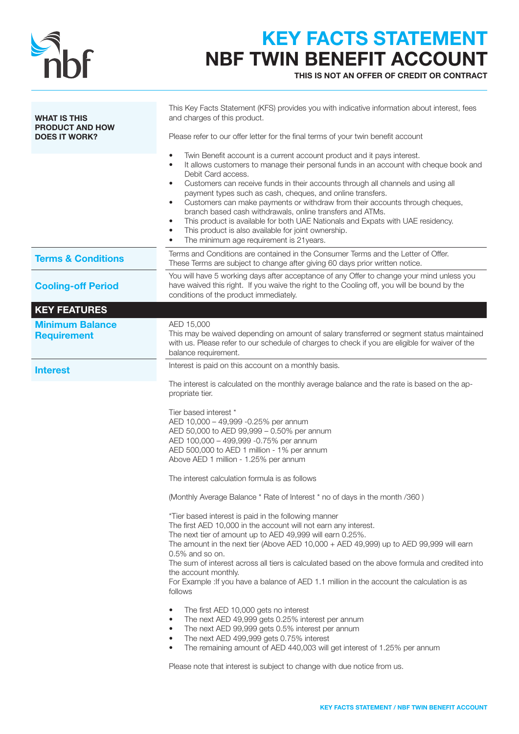# KEY FACTS STATEMENT
# NBF TWIN BENEFIT ACCOUNT

**THIS IS NOT AN OFFER OF CREDIT OR CONTRACT**

### WHAT IS THIS PRODUCT AND HOW DOES IT WORK?

This Key Facts Statement (KFS) provides you with indicative information about interest, fees and charges of this product.

Please refer to our offer letter for the final terms of your twin benefit account

- Twin Benefit account is a current account product and it pays interest.
- It allows customers to manage their personal funds in an account with cheque book and Debit Card access.
- Customers can receive funds in their accounts through all channels and using all payment types such as cash, cheques, and online transfers.
- Customers can make payments or withdraw from their accounts through cheques, branch based cash withdrawals, online transfers and ATMs.
- This product is available for both UAE Nationals and Expats with UAE residency.
- This product is also available for joint ownership.
- The minimum age requirement is 21years.

### Terms & Conditions

Terms and Conditions are contained in the Consumer Terms and the Letter of Offer. These Terms are subject to change after giving 60 days prior written notice.

### Cooling-off Period

You will have 5 working days after acceptance of any Offer to change your mind unless you have waived this right. If you waive the right to the Cooling off, you will be bound by the conditions of the product immediately.

## KEY FEATURES

### Minimum Balance Requirement

AED 15,000

This may be waived depending on amount of salary transferred or segment status maintained with us. Please refer to our schedule of charges to check if you are eligible for waiver of the balance requirement.

### Interest

Interest is paid on this account on a monthly basis.

The interest is calculated on the monthly average balance and the rate is based on the appropriate tier.

Tier based interest *
AED 10,000 – 49,999 -0.25% per annum
AED 50,000 to AED 99,999 – 0.50% per annum
AED 100,000 – 499,999 -0.75% per annum
AED 500,000 to AED 1 million - 1% per annum
Above AED 1 million - 1.25% per annum

The interest calculation formula is as follows

(Monthly Average Balance * Rate of Interest * no of days in the month /360 )

*Tier based interest is paid in the following manner
The first AED 10,000 in the account will not earn any interest.
The next tier of amount up to AED 49,999 will earn 0.25%.
The amount in the next tier (Above AED 10,000 + AED 49,999) up to AED 99,999 will earn 0.5% and so on.
The sum of interest across all tiers is calculated based on the above formula and credited into the account monthly.
For Example :If you have a balance of AED 1.1 million in the account the calculation is as follows

- The first AED 10,000 gets no interest
- The next AED 49,999 gets 0.25% interest per annum
- The next AED 99,999 gets 0.5% interest per annum
- The next AED 499,999 gets 0.75% interest
- The remaining amount of AED 440,003 will get interest of 1.25% per annum

Please note that interest is subject to change with due notice from us.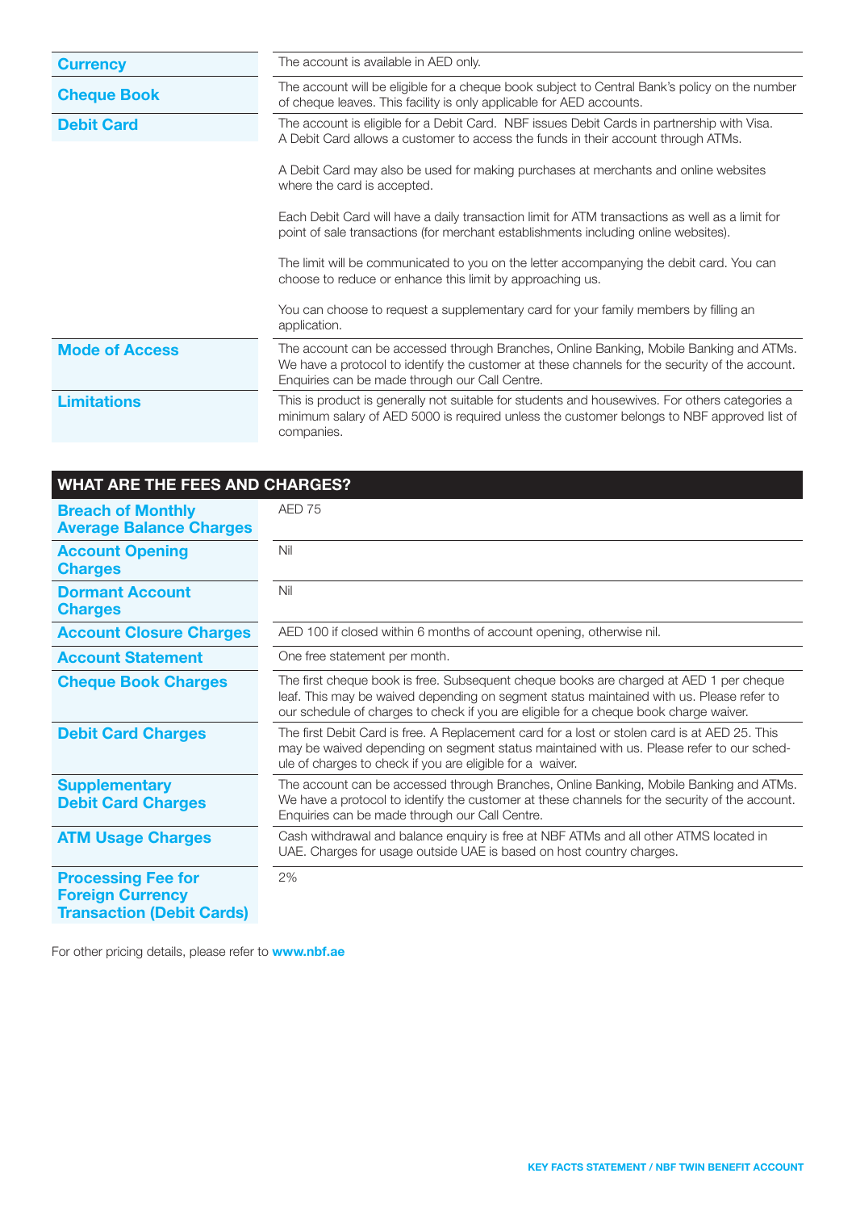| | |
|---|---|
| **Currency** | The account is available in AED only. |
| **Cheque Book** | The account will be eligible for a cheque book subject to Central Bank's policy on the number of cheque leaves. This facility is only applicable for AED accounts. |
| **Debit Card** | The account is eligible for a Debit Card. NBF issues Debit Cards in partnership with Visa. A Debit Card allows a customer to access the funds in their account through ATMs.<br><br>A Debit Card may also be used for making purchases at merchants and online websites where the card is accepted.<br><br>Each Debit Card will have a daily transaction limit for ATM transactions as well as a limit for point of sale transactions (for merchant establishments including online websites).<br><br>The limit will be communicated to you on the letter accompanying the debit card. You can choose to reduce or enhance this limit by approaching us.<br><br>You can choose to request a supplementary card for your family members by filling an application. |
| **Mode of Access** | The account can be accessed through Branches, Online Banking, Mobile Banking and ATMs. We have a protocol to identify the customer at these channels for the security of the account. Enquiries can be made through our Call Centre. |
| **Limitations** | This is product is generally not suitable for students and housewives. For others categories a minimum salary of AED 5000 is required unless the customer belongs to NBF approved list of companies. |

## WHAT ARE THE FEES AND CHARGES?

| | |
|---|---|
| **Breach of Monthly Average Balance Charges** | AED 75 |
| **Account Opening Charges** | Nil |
| **Dormant Account Charges** | Nil |
| **Account Closure Charges** | AED 100 if closed within 6 months of account opening, otherwise nil. |
| **Account Statement** | One free statement per month. |
| **Cheque Book Charges** | The first cheque book is free. Subsequent cheque books are charged at AED 1 per cheque leaf. This may be waived depending on segment status maintained with us. Please refer to our schedule of charges to check if you are eligible for a cheque book charge waiver. |
| **Debit Card Charges** | The first Debit Card is free. A Replacement card for a lost or stolen card is at AED 25. This may be waived depending on segment status maintained with us. Please refer to our schedule of charges to check if you are eligible for a waiver. |
| **Supplementary Debit Card Charges** | The account can be accessed through Branches, Online Banking, Mobile Banking and ATMs. We have a protocol to identify the customer at these channels for the security of the account. Enquiries can be made through our Call Centre. |
| **ATM Usage Charges** | Cash withdrawal and balance enquiry is free at NBF ATMs and all other ATMS located in UAE. Charges for usage outside UAE is based on host country charges. |
| **Processing Fee for Foreign Currency Transaction (Debit Cards)** | 2% |

For other pricing details, please refer to **www.nbf.ae**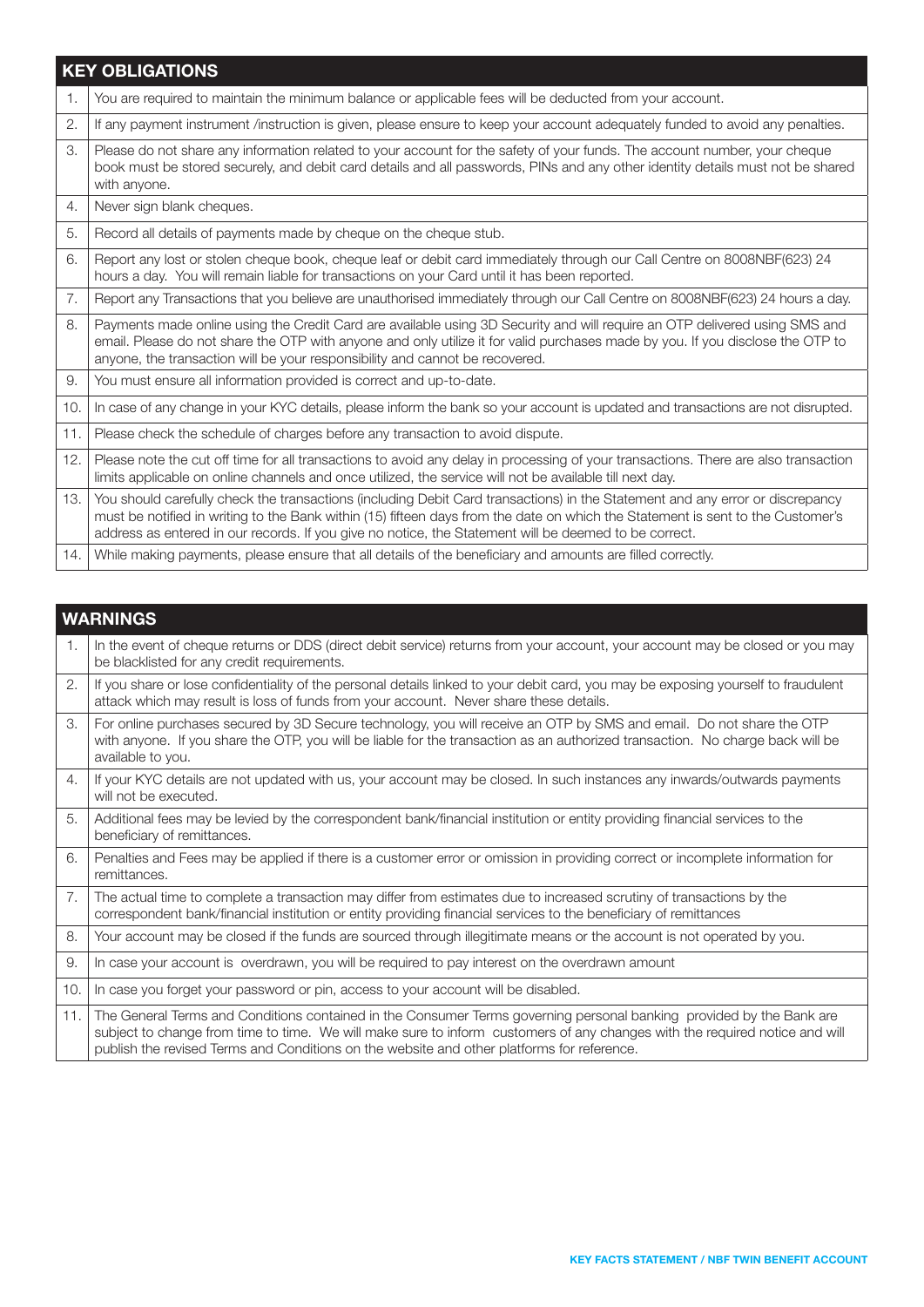| KEY OBLIGATIONS | |
|---|---|
| 1. | You are required to maintain the minimum balance or applicable fees will be deducted from your account. |
| 2. | If any payment instrument /instruction is given, please ensure to keep your account adequately funded to avoid any penalties. |
| 3. | Please do not share any information related to your account for the safety of your funds. The account number, your cheque book must be stored securely, and debit card details and all passwords, PINs and any other identity details must not be shared with anyone. |
| 4. | Never sign blank cheques. |
| 5. | Record all details of payments made by cheque on the cheque stub. |
| 6. | Report any lost or stolen cheque book, cheque leaf or debit card immediately through our Call Centre on 8008NBF(623) 24 hours a day. You will remain liable for transactions on your Card until it has been reported. |
| 7. | Report any Transactions that you believe are unauthorised immediately through our Call Centre on 8008NBF(623) 24 hours a day. |
| 8. | Payments made online using the Credit Card are available using 3D Security and will require an OTP delivered using SMS and email. Please do not share the OTP with anyone and only utilize it for valid purchases made by you. If you disclose the OTP to anyone, the transaction will be your responsibility and cannot be recovered. |
| 9. | You must ensure all information provided is correct and up-to-date. |
| 10. | In case of any change in your KYC details, please inform the bank so your account is updated and transactions are not disrupted. |
| 11. | Please check the schedule of charges before any transaction to avoid dispute. |
| 12. | Please note the cut off time for all transactions to avoid any delay in processing of your transactions. There are also transaction limits applicable on online channels and once utilized, the service will not be available till next day. |
| 13. | You should carefully check the transactions (including Debit Card transactions) in the Statement and any error or discrepancy must be notified in writing to the Bank within (15) fifteen days from the date on which the Statement is sent to the Customer's address as entered in our records. If you give no notice, the Statement will be deemed to be correct. |
| 14. | While making payments, please ensure that all details of the beneficiary and amounts are filled correctly. |

| WARNINGS | |
|---|---|
| 1. | In the event of cheque returns or DDS (direct debit service) returns from your account, your account may be closed or you may be blacklisted for any credit requirements. |
| 2. | If you share or lose confidentiality of the personal details linked to your debit card, you may be exposing yourself to fraudulent attack which may result is loss of funds from your account. Never share these details. |
| 3. | For online purchases secured by 3D Secure technology, you will receive an OTP by SMS and email. Do not share the OTP with anyone. If you share the OTP, you will be liable for the transaction as an authorized transaction. No charge back will be available to you. |
| 4. | If your KYC details are not updated with us, your account may be closed. In such instances any inwards/outwards payments will not be executed. |
| 5. | Additional fees may be levied by the correspondent bank/financial institution or entity providing financial services to the beneficiary of remittances. |
| 6. | Penalties and Fees may be applied if there is a customer error or omission in providing correct or incomplete information for remittances. |
| 7. | The actual time to complete a transaction may differ from estimates due to increased scrutiny of transactions by the correspondent bank/financial institution or entity providing financial services to the beneficiary of remittances |
| 8. | Your account may be closed if the funds are sourced through illegitimate means or the account is not operated by you. |
| 9. | In case your account is overdrawn, you will be required to pay interest on the overdrawn amount |
| 10. | In case you forget your password or pin, access to your account will be disabled. |
| 11. | The General Terms and Conditions contained in the Consumer Terms governing personal banking provided by the Bank are subject to change from time to time. We will make sure to inform customers of any changes with the required notice and will publish the revised Terms and Conditions on the website and other platforms for reference. |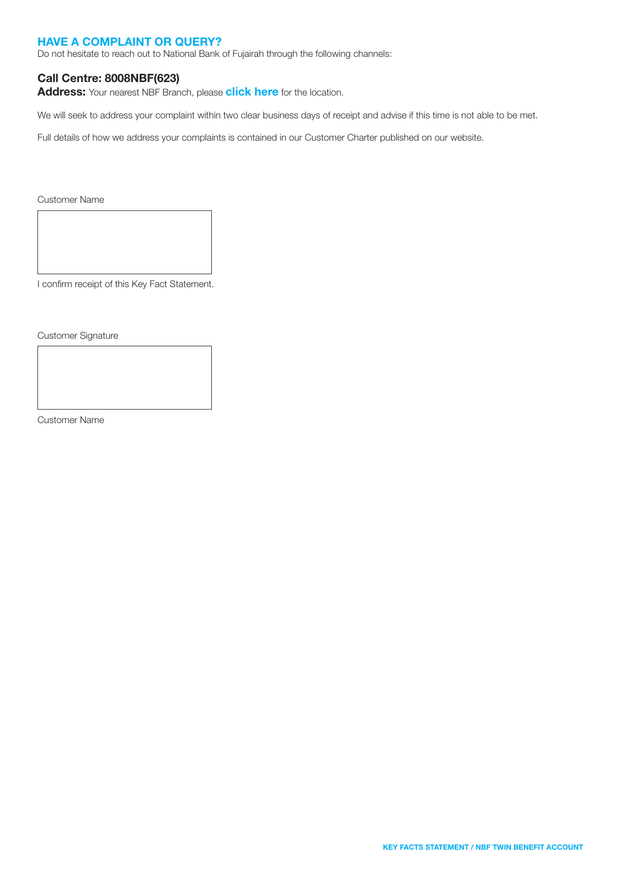## HAVE A COMPLAINT OR QUERY?

Do not hesitate to reach out to National Bank of Fujairah through the following channels:

**Call Centre: 8008NBF(623)**

**Address:** Your nearest NBF Branch, please **click here** for the location.

We will seek to address your complaint within two clear business days of receipt and advise if this time is not able to be met.

Full details of how we address your complaints is contained in our Customer Charter published on our website.

Customer Name

I confirm receipt of this Key Fact Statement.

Customer Signature

Customer Name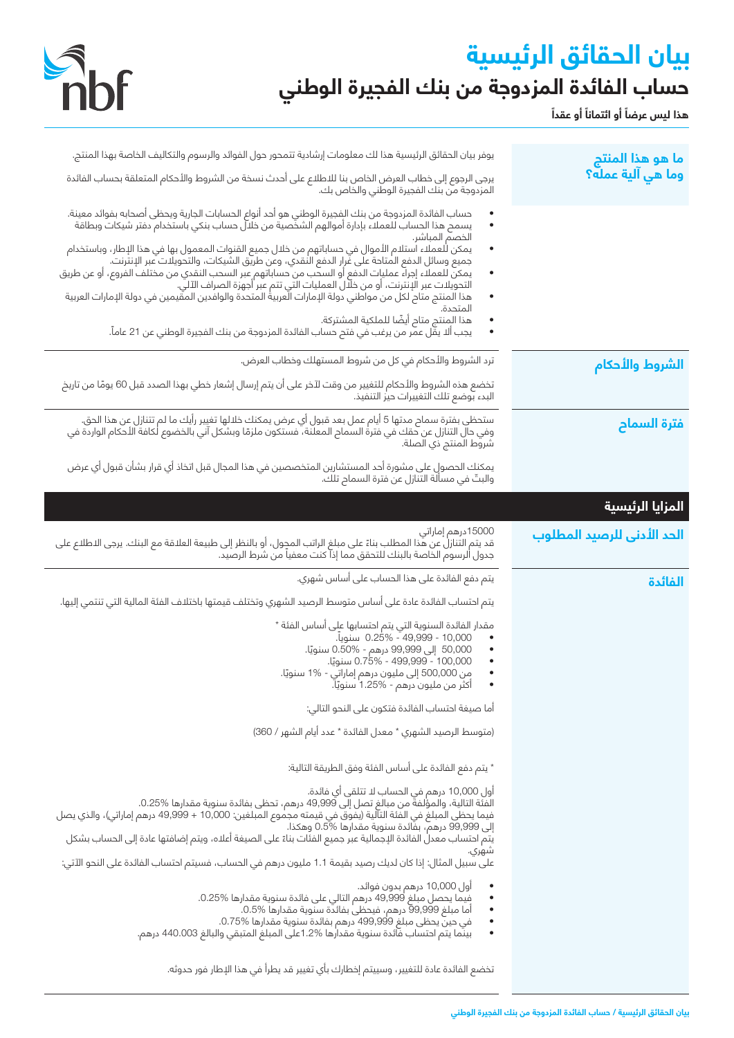# بيان الحقائق الرئيسية

## حساب الفائدة المزدوجة من بنك الفجيرة الوطني

**هذا ليس عرضاً أو ائتماناً أو عقداً**

### ما هو هذا المنتج وما هي آلية عمله؟

يوفر بيان الحقائق الرئيسية هذا لك معلومات إرشادية تتمحور حول الفوائد والرسوم والتكاليف الخاصة بهذا المنتج.

يرجى الرجوع إلى خطاب العرض الخاص بنا للاطلاع على أحدث نسخة من الشروط والأحكام المتعلقة بحساب الفائدة المزدوجة من بنك الفجيرة الوطني والخاص بك.

- حساب الفائدة المزدوجة من بنك الفجيرة الوطني هو أحد أنواع الحسابات الجارية ويحظى أصحابه بفوائد معينة.
- يسمح هذا الحساب للعملاء بإدارة أموالهم الشخصية من خلال حساب بنكي باستخدام دفتر شيكات وبطاقة الخصم المباشر.
- يمكن للعملاء استلام الأموال في حساباتهم من خلال جميع القنوات المعمول بها في هذا الإطار، وباستخدام جميع وسائل الدفع المتاحة على غرار الدفع النقدي، وعن طريق الشيكات، والتحويلات عبر الإنترنت.
- يمكن للعملاء إجراء عمليات الدفع أو السحب من حساباتهم عبر السحب النقدي من مختلف الفروع، أو عن طريق التحويلات عبر الإنترنت، أو من خلال العمليات التي تتم عبر أجهزة الصراف الآلي.
- هذا المنتج متاح لكل من مواطني دولة الإمارات العربية المتحدة والوافدين المقيمين في دولة الإمارات العربية المتحدة.
- هذا المنتج متاح أيضًا للملكية المشتركة.
- يجب ألا يقل عمر من يرغب في فتح حساب الفائدة المزدوجة من بنك الفجيرة الوطني عن 21 عاماً.

### الشروط والأحكام

ترد الشروط والأحكام في كل من شروط المستهلك وخطاب العرض.

تخضع هذه الشروط والأحكام للتغيير من وقت لآخر على أن يتم إرسال إشعار خطي بهذا الصدد قبل 60 يومًا من تاريخ البدء بوضع تلك التغييرات حيز التنفيذ.

### فترة السماح

ستحظى بفترة سماح مدتها 5 أيام عمل بعد قبول أي عرض يمكنك خلالها تغيير رأيك ما لم تتنازل عن هذا الحق. وفي حال التنازل عن حقك في فترة السماح المعلنة، فستكون ملزمًا وبشكل آني بالخضوع لكافة الأحكام الواردة في شروط المنتج ذي الصلة.

يمكنك الحصول على مشورة أحد المستشارين المتخصصين في هذا المجال قبل اتخاذ أي قرار بشأن قبول أي عرض والبتّ في مسألة التنازل عن فترة السماح تلك.

## المزايا الرئيسية

### الحد الأدنى للرصيد المطلوب

15000درهم إماراتي
قد يتم التنازل عن هذا المطلب بناءً على مبلغ الراتب المحول، أو بالنظر إلى طبيعة العلاقة مع البنك. يرجى الاطلاع على جدول الرسوم الخاصة بالبنك للتحقق مما إذا كنت معفياً من شرط الرصيد.

### الفائدة

يتم دفع الفائدة على هذا الحساب على أساس شهري.

يتم احتساب الفائدة عادة على أساس متوسط الرصيد الشهري وتختلف قيمتها باختلاف الفئة المالية التي تنتمي إليها.

مقدار الفائدة السنوية التي يتم احتسابها على أساس الفئة *

- 10,000 - 49,999 - 0.25% سنوياً.
- 50,000 إلى 99,999 درهم - 0.50% سنويًا.
- 100,000 - 499,999 - 0.75% سنويًا.
- من 500,000 إلى مليون درهم إماراتي - 1% سنويًا.
- أكثر من مليون درهم - 1.25% سنويًا.

أما صيغة احتساب الفائدة فتكون على النحو التالي:

(متوسط الرصيد الشهري * معدل الفائدة * عدد أيام الشهر / 360)

* يتم دفع الفائدة على أساس الفئة وفق الطريقة التالية:

أول 10,000 درهم في الحساب لا تتلقى أي فائدة.
الفئة التالية، والمؤلفة من مبالغ تصل إلى 49,999 درهم، تحظى بفائدة سنوية مقدارها 0.25%.
فيما يحظى المبلغ في الفئة التالية (يفوق في قيمته مجموع المبلغين: 10,000 + 49,999 درهم إماراتي)، والذي يصل إلى 99,999 درهم، بفائدة سنوية مقدارها 0.5% وهكذا.
يتم احتساب معدل الفائدة الإجمالية عبر جميع الفئات بناءً على الصيغة أعلاه، ويتم إضافتها عادة إلى الحساب بشكل شهري.
على سبيل المثال: إذا كان لديك رصيد بقيمة 1.1 مليون درهم في الحساب، فسيتم احتساب الفائدة على النحو الآتي:

- أول 10,000 درهم بدون فوائد.
- فيما يحصل مبلغ 49,999 درهم التالي على فائدة سنوية مقدارها 0.25%.
- أما مبلغ 99,999 درهم، فيحظى بفائدة سنوية مقدارها 0.5%.
- في حين يحظى مبلغ 499,999 درهم بفائدة سنوية مقدارها 0.75%.
- بينما يتم احتساب فائدة سنوية مقدارها 1.2%على المبلغ المتبقي والبالغ 440.003 درهم.

تخضع الفائدة عادة للتغيير، وسيتم إخطارك بأي تغيير قد يطرأ في هذا الإطار فور حدوثه.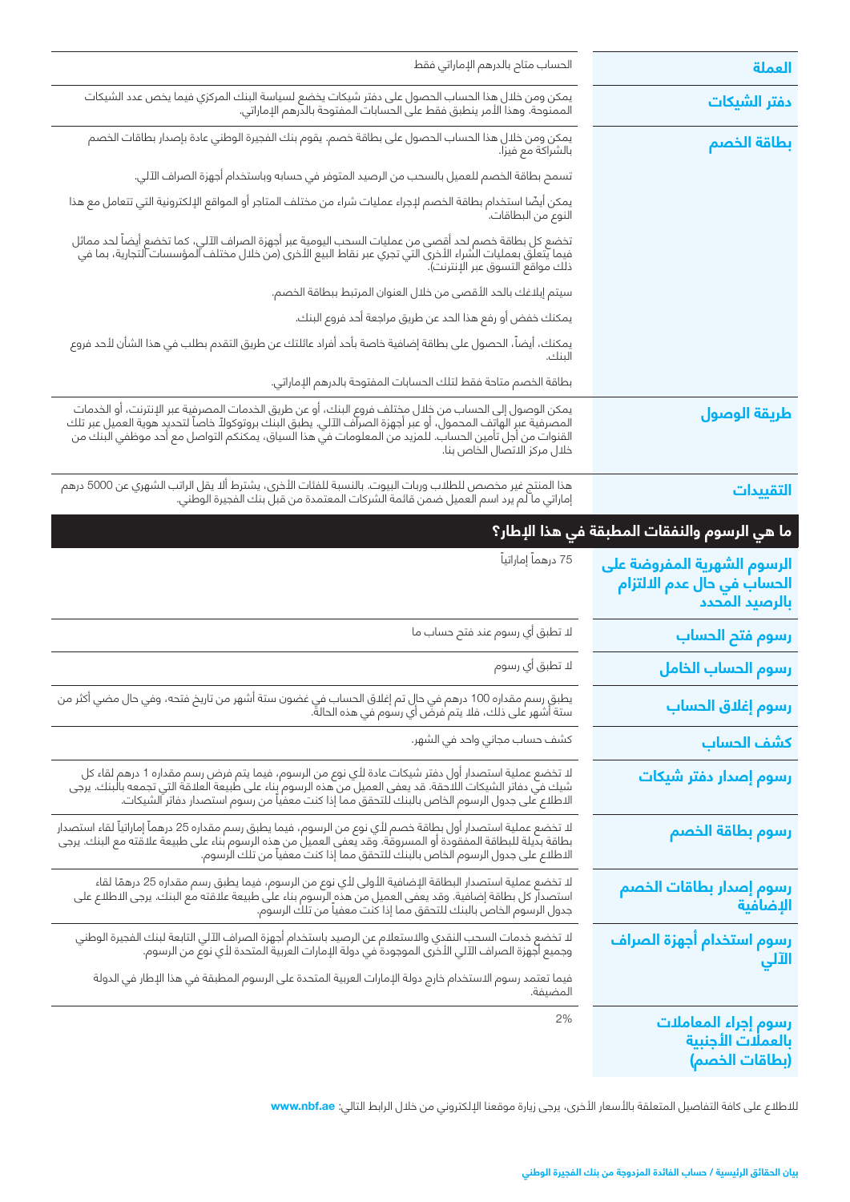| | |
|---|---|
| **العملة** | الحساب متاح بالدرهم الإماراتي فقط |
| **دفتر الشيكات** | يمكن ومن خلال هذا الحساب الحصول على دفتر شيكات يخضع لسياسة البنك المركزي فيما يخص عدد الشيكات الممنوحة. وهذا الأمر ينطبق فقط على الحسابات المفتوحة بالدرهم الإماراتي. |
| **بطاقة الخصم** | يمكن ومن خلال هذا الحساب الحصول على بطاقة خصم. يقوم بنك الفجيرة الوطني عادة بإصدار بطاقات الخصم بالشراكة مع فيزا.<br><br>تسمح بطاقة الخصم للعميل بالسحب من الرصيد المتوفر في حسابه وباستخدام أجهزة الصراف الآلي.<br><br>يمكن أيضًا استخدام بطاقة الخصم لإجراء عمليات شراء من مختلف المتاجر أو المواقع الإلكترونية التي تتعامل مع هذا النوع من البطاقات.<br><br>تخضع كل بطاقة خصم لحد أقصى من عمليات السحب اليومية عبر أجهزة الصراف الآلي، كما تخضع أيضاً لحد مماثل فيما يتعلق بعمليات الشراء الأخرى التي تجري عبر نقاط البيع الأخرى (من خلال مختلف المؤسسات التجارية، بما في ذلك مواقع التسوق عبر الإنترنت).<br><br>سيتم إبلاغك بالحد الأقصى من خلال العنوان المرتبط ببطاقة الخصم.<br><br>يمكنك خفض أو رفع هذا الحد عن طريق مراجعة أحد فروع البنك.<br><br>يمكنك، أيضاً، الحصول على بطاقة إضافية خاصة بأحد أفراد عائلتك عن طريق التقدم بطلب في هذا الشأن لأحد فروع البنك.<br><br>بطاقة الخصم متاحة فقط لتلك الحسابات المفتوحة بالدرهم الإماراتي. |
| **طريقة الوصول** | يمكن الوصول إلى الحساب من خلال مختلف فروع البنك، أو عن طريق الخدمات المصرفية عبر الإنترنت، أو الخدمات المصرفية عبر الهاتف المحمول، أو عبر أجهزة الصراف الآلي. يطبق البنك بروتوكولاً خاصاً لتحديد هوية العميل عبر تلك القنوات من أجل تأمين الحساب. للمزيد من المعلومات في هذا السياق، يمكنكم التواصل مع أحد موظفي البنك من خلال مركز الاتصال الخاص بنا. |
| **التقييدات** | هذا المنتج غير مخصص للطلاب وربات البيوت. بالنسبة للفئات الأخرى، يشترط ألا يقل الراتب الشهري عن 5000 درهم إماراتي ما لم يرد اسم العميل ضمن قائمة الشركات المعتمدة من قبل بنك الفجيرة الوطني. |

## ما هي الرسوم والنفقات المطبقة في هذا الإطار؟

| | |
|---|---|
| **الرسوم الشهرية المفروضة على الحساب في حال عدم الالتزام بالرصيد المحدد** | 75 درهماً إماراتياً |
| **رسوم فتح الحساب** | لا تطبق أي رسوم عند فتح حساب ما |
| **رسوم الحساب الخامل** | لا تطبق أي رسوم |
| **رسوم إغلاق الحساب** | يطبق رسم مقداره 100 درهم في حال تم إغلاق الحساب في غضون ستة أشهر من تاريخ فتحه، وفي حال مضي أكثر من ستة أشهر على ذلك، فلا يتم فرض أي رسوم في هذه الحالة. |
| **كشف الحساب** | كشف حساب مجاني واحد في الشهر. |
| **رسوم إصدار دفتر شيكات** | لا تخضع عملية استصدار أول دفتر شيكات عادة لأي نوع من الرسوم، فيما يتم فرض رسم مقداره 1 درهم لقاء كل شيك في دفاتر الشيكات اللاحقة. قد يعفى العميل من هذه الرسوم بناء على طبيعة العلاقة التي تجمعه بالبنك. يرجى الاطلاع على جدول الرسوم الخاص بالبنك للتحقق مما إذا كنت معفياً من رسوم استصدار دفاتر الشيكات. |
| **رسوم بطاقة الخصم** | لا تخضع عملية استصدار أول بطاقة خصم لأي نوع من الرسوم، فيما يطبق رسم مقداره 25 درهماً إماراتياً لقاء استصدار بطاقة بديلة للبطاقة المفقودة أو المسروقة. وقد يعفى العميل من هذه الرسوم بناء على طبيعة علاقته مع البنك. يرجى الاطلاع على جدول الرسوم الخاص بالبنك للتحقق مما إذا كنت معفياً من تلك الرسوم. |
| **رسوم إصدار بطاقات الخصم الإضافية** | لا تخضع عملية استصدار البطاقة الإضافية الأولى لأي نوع من الرسوم، فيما يطبق رسم مقداره 25 درهمًا لقاء استصدار كل بطاقة إضافية. وقد يعفى العميل من هذه الرسوم بناء على طبيعة علاقته مع البنك. يرجى الاطلاع على جدول الرسوم الخاص بالبنك للتحقق مما إذا كنت معفياً من تلك الرسوم. |
| **رسوم استخدام أجهزة الصراف الآلي** | لا تخضع خدمات السحب النقدي والاستعلام عن الرصيد باستخدام أجهزة الصراف الآلي التابعة لبنك الفجيرة الوطني وجميع أجهزة الصراف الآلي الأخرى الموجودة في دولة الإمارات العربية المتحدة لأي نوع من الرسوم.<br><br>فيما تعتمد رسوم الاستخدام خارج دولة الإمارات العربية المتحدة على الرسوم المطبقة في هذا الإطار في الدولة المضيفة. |
| **رسوم إجراء المعاملات بالعملات الأجنبية (بطاقات الخصم)** | 2% |

للاطلاع على كافة التفاصيل المتعلقة بالأسعار الأخرى، يرجى زيارة موقعنا الإلكتروني من خلال الرابط التالي: **www.nbf.ae**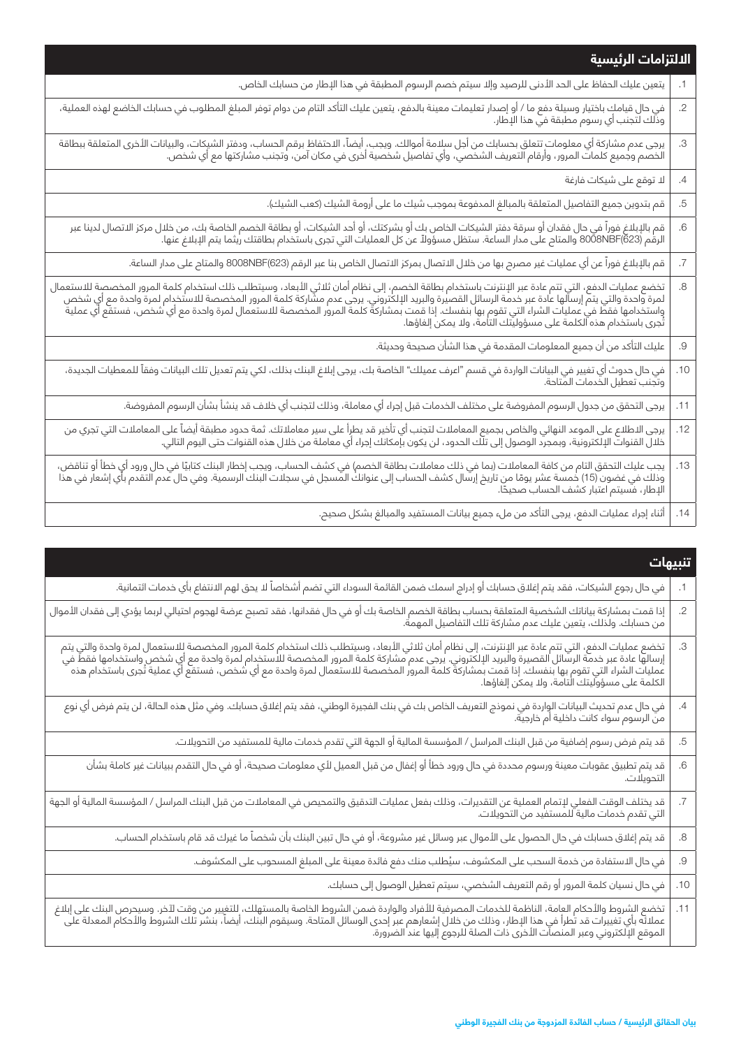## الالتزامات الرئيسية

| | |
|---|---|
| .1 | يتعين عليك الحفاظ على الحد الأدنى للرصيد وإلا سيتم خصم الرسوم المطبقة في هذا الإطار من حسابك الخاص. |
| .2 | في حال قيامك باختيار وسيلة دفع ما / أو إصدار تعليمات معينة بالدفع، يتعين عليك التأكد التام من دوام توفر المبلغ المطلوب في حسابك الخاضع لهذه العملية، وذلك لتجنب أي رسوم مطبقة في هذا الإطار. |
| .3 | يرجى عدم مشاركة أي معلومات تتعلق بحسابك من أجل سلامة أموالك. ويجب، أيضاً، الاحتفاظ برقم الحساب، ودفتر الشيكات، والبيانات الأخرى المتعلقة ببطاقة الخصم وجميع كلمات المرور، وأرقام التعريف الشخصي، وأي تفاصيل شخصية أخرى في مكان آمن، وتجنب مشاركتها مع أي شخص. |
| .4 | لا توقع على شيكات فارغة |
| .5 | قم بتدوين جميع التفاصيل المتعلقة بالمبالغ المدفوعة بموجب شيك ما على أرومة الشيك (كعب الشيك). |
| .6 | قم بالإبلاغ فوراً في حال فقدان أو سرقة دفتر الشيكات الخاص بك أو بشركتك، أو أحد الشيكات، أو بطاقة الخصم الخاصة بك، من خلال مركز الاتصال لدينا عبر الرقم (623)8008NBF والمتاح على مدار الساعة. ستظل مسؤولاً عن كل العمليات التي تجرى باستخدام بطاقتك ريثما يتم الإبلاغ عنها. |
| .7 | قم بالإبلاغ فوراً عن أي عمليات غير مصرح بها من خلال الاتصال بمركز الاتصال الخاص بنا عبر الرقم (623)8008NBF والمتاح على مدار الساعة. |
| .8 | تخضع عمليات الدفع، التي تتم عادة عبر الإنترنت باستخدام بطاقة الخصم، إلى نظام أمان ثلاثي الأبعاد، وسيتطلب ذلك استخدام كلمة المرور المخصصة للاستعمال لمرة واحدة والتي يتم إرسالها عادة عبر خدمة الرسائل القصيرة والبريد الإلكتروني. يرجى عدم مشاركة كلمة المرور المخصصة للاستخدام لمرة واحدة مع أي شخص واستخدامها فقط في عمليات الشراء التي تقوم بها بنفسك. إذا قمت بمشاركة كلمة المرور المخصصة للاستعمال لمرة واحدة مع أي شخص، فستقع أي عملية تجرى باستخدام هذه الكلمة على مسؤوليتك التامة، ولا يمكن إلغاؤها. |
| .9 | عليك التأكد من أن جميع المعلومات المقدمة في هذا الشأن صحيحة وحديثة. |
| .10 | في حال حدوث أي تغيير في البيانات الواردة في قسم "اعرف عميلك" الخاصة بك، يرجى إبلاغ البنك بذلك، لكي يتم تعديل تلك البيانات وفقاً للمعطيات الجديدة، وتجنب تعطيل الخدمات المتاحة. |
| .11 | يرجى التحقق من جدول الرسوم المفروضة على مختلف الخدمات قبل إجراء أي معاملة، وذلك لتجنب أي خلاف قد ينشأ بشأن الرسوم المفروضة. |
| .12 | يرجى الاطلاع على الموعد النهائي والخاص بجميع المعاملات لتجنب أي تأخير قد يطرأ على سير معاملاتك. ثمة حدود مطبقة أيضاً على المعاملات التي تجري من خلال القنوات الإلكترونية، وبمجرد الوصول إلى تلك الحدود، لن يكون بإمكانك إجراء أي معاملة من خلال هذه القنوات حتى اليوم التالي. |
| .13 | يجب عليك التحقق التام من كافة المعاملات (بما في ذلك معاملات بطاقة الخصم) في كشف الحساب، ويجب إخطار البنك كتابيًا في حال ورود أي خطأ أو تناقض، وذلك في غضون (15) خمسة عشر يومًا من تاريخ إرسال كشف الحساب إلى عنوانك المسجل في سجلات البنك الرسمية. وفي حال عدم التقدم بأي إشعار في هذا الإطار، فسيتم اعتبار كشف الحساب صحيحًا. |
| .14 | أثناء إجراء عمليات الدفع، يرجى التأكد من ملء جميع بيانات المستفيد والمبالغ بشكل صحيح. |

## تنبيهات

| | |
|---|---|
| .1 | في حال رجوع الشيكات، فقد يتم إغلاق حسابك أو إدراج اسمك ضمن القائمة السوداء التي تضم أشخاصاً لا يحق لهم الانتفاع بأي خدمات ائتمانية. |
| .2 | إذا قمت بمشاركة بياناتك الشخصية المتعلقة بحساب بطاقة الخصم الخاصة بك أو في حال فقدانها، فقد تصبح عرضة لهجوم احتيالي لربما يؤدي إلى فقدان الأموال من حسابك. ولذلك، يتعين عليك عدم مشاركة تلك التفاصيل المهمة. |
| .3 | تخضع عمليات الدفع، التي تتم عادة عبر الإنترنت، إلى نظام أمان ثلاثي الأبعاد، وسيتطلب ذلك استخدام كلمة المرور المخصصة للاستعمال لمرة واحدة والتي يتم إرسالها عادة عبر خدمة الرسائل القصيرة والبريد الإلكتروني. يرجى عدم مشاركة كلمة المرور المخصصة للاستخدام لمرة واحدة مع أي شخص واستخدامها فقط في عمليات الشراء التي تقوم بها بنفسك. إذا قمت بمشاركة كلمة المرور المخصصة للاستعمال لمرة واحدة مع أي شخص، فستقع أي عملية تُجرى باستخدام هذه الكلمة على مسؤوليتك التامة، ولا يمكن إلغاؤها. |
| .4 | في حال عدم تحديث البيانات الواردة في نموذج التعريف الخاص بك في بنك الفجيرة الوطني، فقد يتم إغلاق حسابك. وفي مثل هذه الحالة، لن يتم فرض أي نوع من الرسوم سواء كانت داخلية أم خارجية. |
| .5 | قد يتم فرض رسوم إضافية من قبل البنك المراسل / المؤسسة المالية أو الجهة التي تقدم خدمات مالية للمستفيد من التحويلات. |
| .6 | قد يتم تطبيق عقوبات معينة ورسوم محددة في حال ورود خطأ أو إغفال من قبل العميل لأي معلومات صحيحة، أو في حال التقدم ببيانات غير كاملة بشأن التحويلات. |
| .7 | قد يختلف الوقت الفعلي لإتمام العملية عن التقديرات، وذلك بفعل عمليات التدقيق والتمحيص في المعاملات من قبل البنك المراسل / المؤسسة المالية أو الجهة التي تقدم خدمات مالية للمستفيد من التحويلات. |
| .8 | قد يتم إغلاق حسابك في حال الحصول على الأموال عبر وسائل غير مشروعة، أو في حال تبين البنك بأن شخصاً ما غيرك قد قام باستخدام الحساب. |
| .9 | في حال الاستفادة من خدمة السحب على المكشوف، سيُطلب منك دفع فائدة معينة على المبلغ المسحوب على المكشوف. |
| .10 | في حال نسيان كلمة المرور أو رقم التعريف الشخصي، سيتم تعطيل الوصول إلى حسابك. |
| .11 | تخضع الشروط والأحكام العامة، الناظمة للخدمات المصرفية للأفراد والواردة ضمن الشروط الخاصة بالمستهلك، للتغيير من وقت لآخر. وسيحرص البنك على إبلاغ عملائه بأي تغييرات قد تطرأ في هذا الإطار، وذلك من خلال إشعارهم عبر إحدى الوسائل المتاحة. وسيقوم البنك، أيضاً، بنشر تلك الشروط والأحكام المعدلة على الموقع الإلكتروني وعبر المنصات الأخرى ذات الصلة للرجوع إليها عند الضرورة. |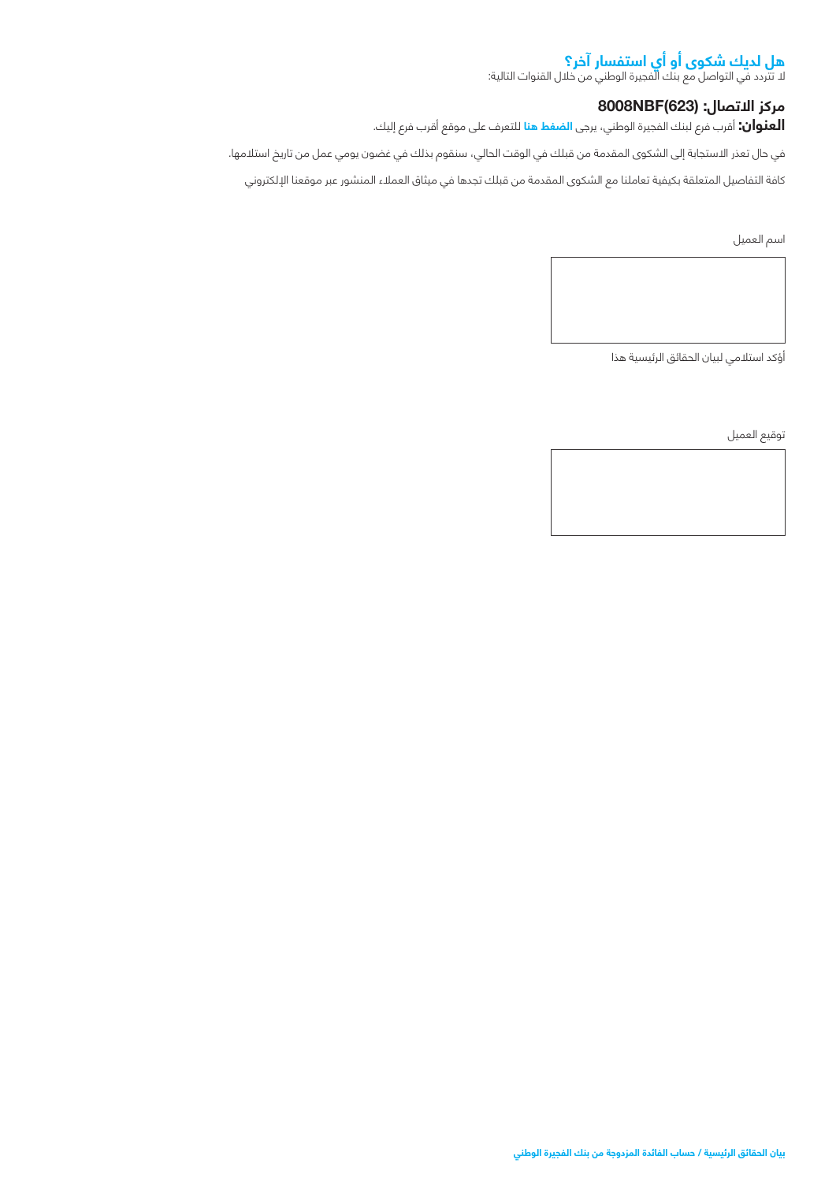## هل لديك شكوى أو أي استفسار آخر؟

لا تتردد في التواصل مع بنك الفجيرة الوطني من خلال القنوات التالية:

### مركز الاتصال: 8008NBF(623)

**العنوان:** أقرب فرع لبنك الفجيرة الوطني، يرجى **الضغط هنا** للتعرف على موقع أقرب فرع إليك.

في حال تعذر الاستجابة إلى الشكوى المقدمة من قبلك في الوقت الحالي، سنقوم بذلك في غضون يومي عمل من تاريخ استلامها.

كافة التفاصيل المتعلقة بكيفية تعاملنا مع الشكوى المقدمة من قبلك تجدها في ميثاق العملاء المنشور عبر موقعنا الإلكتروني

اسم العميل

أؤكد استلامي لبيان الحقائق الرئيسية هذا

توقيع العميل